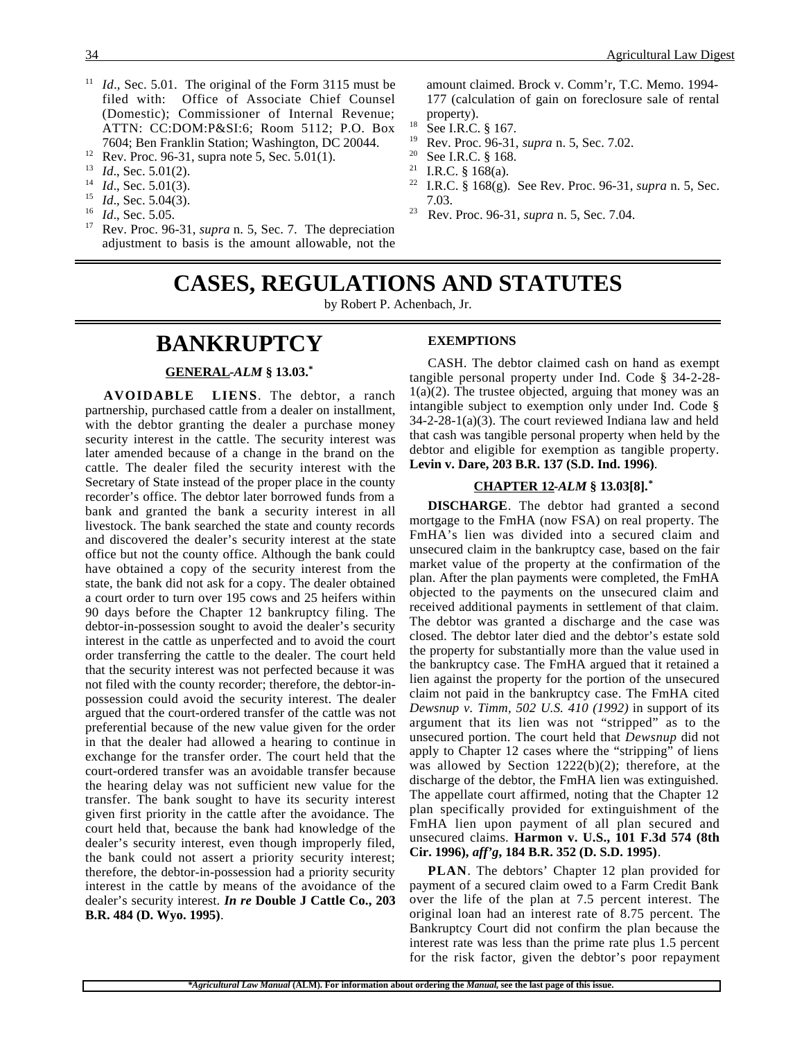[11] *Id*., Sec. 5.01. The original of the Form 3115 must be filed with: Office of Associate Chief Counsel (Domestic); Commissioner of Internal Revenue; ATTN: CC:DOM:P&SI:6; Room 5112; P.O. Box 7604; Ben Franklin Station; Washington, DC 20044.

[12] Rev. Proc. 96-31, supra note 5, Sec. 5.01(1).

[13] *Id*., Sec. 5.01(2).

[14] *Id*., Sec. 5.01(3).

[15] *Id*., Sec. 5.04(3).

[16] *Id*., Sec. 5.05.

[17] Rev. Proc. 96-31, *supra* n. 5, Sec. 7. The depreciation adjustment to basis is the amount allowable, not the amount claimed. Brock v. Comm'r, T.C. Memo. 1994-177 (calculation of gain on foreclosure sale of rental property).

[18] See I.R.C. § 167.

[19] Rev. Proc. 96-31, *supra* n. 5, Sec. 7.02.

[20] See I.R.C. § 168.

[21] I.R.C. § 168(a).

[22] I.R.C. § 168(g). See Rev. Proc. 96-31, *supra* n. 5, Sec. 7.03.

[23] Rev. Proc. 96-31, *supra* n. 5, Sec. 7.04.

# CASES, REGULATIONS AND STATUTES

by Robert P. Achenbach, Jr.

## BANKRUPTCY

### GENERAL -*ALM* § 13.03.*

**AVOIDABLE LIENS**. The debtor, a ranch partnership, purchased cattle from a dealer on installment, with the debtor granting the dealer a purchase money security interest in the cattle. The security interest was later amended because of a change in the brand on the cattle. The dealer filed the security interest with the Secretary of State instead of the proper place in the county recorder's office. The debtor later borrowed funds from a bank and granted the bank a security interest in all livestock. The bank searched the state and county records and discovered the dealer's security interest at the state office but not the county office. Although the bank could have obtained a copy of the security interest from the state, the bank did not ask for a copy. The dealer obtained a court order to turn over 195 cows and 25 heifers within 90 days before the Chapter 12 bankruptcy filing. The debtor-in-possession sought to avoid the dealer's security interest in the cattle as unperfected and to avoid the court order transferring the cattle to the dealer. The court held that the security interest was not perfected because it was not filed with the county recorder; therefore, the debtor-in-possession could avoid the security interest. The dealer argued that the court-ordered transfer of the cattle was not preferential because of the new value given for the order in that the dealer had allowed a hearing to continue in exchange for the transfer order. The court held that the court-ordered transfer was an avoidable transfer because the hearing delay was not sufficient new value for the transfer. The bank sought to have its security interest given first priority in the cattle after the avoidance. The court held that, because the bank had knowledge of the dealer's security interest, even though improperly filed, the bank could not assert a priority security interest; therefore, the debtor-in-possession had a priority security interest in the cattle by means of the avoidance of the dealer's security interest. ***In re*** **Double J Cattle Co., 203 B.R. 484 (D. Wyo. 1995)**.

### EXEMPTIONS

CASH. The debtor claimed cash on hand as exempt tangible personal property under Ind. Code § 34-2-28-1(a)(2). The trustee objected, arguing that money was an intangible subject to exemption only under Ind. Code § 34-2-28-1(a)(3). The court reviewed Indiana law and held that cash was tangible personal property when held by the debtor and eligible for exemption as tangible property. **Levin v. Dare, 203 B.R. 137 (S.D. Ind. 1996)**.

### CHAPTER 12 -*ALM* § 13.03[8].*

**DISCHARGE**. The debtor had granted a second mortgage to the FmHA (now FSA) on real property. The FmHA's lien was divided into a secured claim and unsecured claim in the bankruptcy case, based on the fair market value of the property at the confirmation of the plan. After the plan payments were completed, the FmHA objected to the payments on the unsecured claim and received additional payments in settlement of that claim. The debtor was granted a discharge and the case was closed. The debtor later died and the debtor's estate sold the property for substantially more than the value used in the bankruptcy case. The FmHA argued that it retained a lien against the property for the portion of the unsecured claim not paid in the bankruptcy case. The FmHA cited *Dewsnup v. Timm, 502 U.S. 410 (1992)* in support of its argument that its lien was not "stripped" as to the unsecured portion. The court held that *Dewsnup* did not apply to Chapter 12 cases where the "stripping" of liens was allowed by Section 1222(b)(2); therefore, at the discharge of the debtor, the FmHA lien was extinguished. The appellate court affirmed, noting that the Chapter 12 plan specifically provided for extinguishment of the FmHA lien upon payment of all plan secured and unsecured claims. **Harmon v. U.S., 101 F.3d 574 (8th Cir. 1996),** ***aff'g*****, 184 B.R. 352 (D. S.D. 1995)**.

**PLAN**. The debtors' Chapter 12 plan provided for payment of a secured claim owed to a Farm Credit Bank over the life of the plan at 7.5 percent interest. The original loan had an interest rate of 8.75 percent. The Bankruptcy Court did not confirm the plan because the interest rate was less than the prime rate plus 1.5 percent for the risk factor, given the debtor's poor repayment

**\****Agricultural Law Manual* **(ALM). For information about ordering the** ***Manual*****, see the last page of this issue.**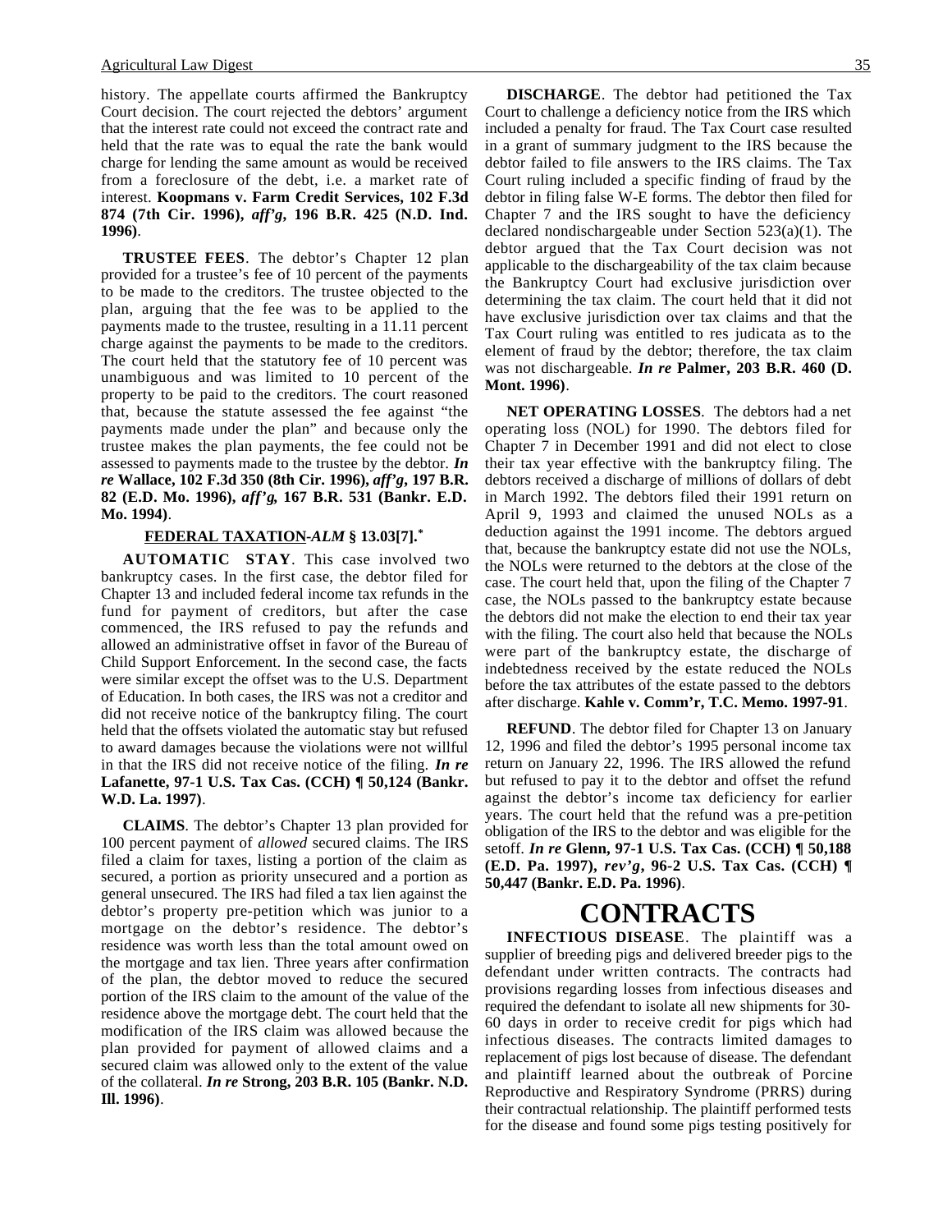history. The appellate courts affirmed the Bankruptcy Court decision. The court rejected the debtors' argument that the interest rate could not exceed the contract rate and held that the rate was to equal the rate the bank would charge for lending the same amount as would be received from a foreclosure of the debt, i.e. a market rate of interest. **Koopmans v. Farm Credit Services, 102 F.3d 874 (7th Cir. 1996),** ***aff'g*****, 196 B.R. 425 (N.D. Ind. 1996)**.

**TRUSTEE FEES**. The debtor's Chapter 12 plan provided for a trustee's fee of 10 percent of the payments to be made to the creditors. The trustee objected to the plan, arguing that the fee was to be applied to the payments made to the trustee, resulting in a 11.11 percent charge against the payments to be made to the creditors. The court held that the statutory fee of 10 percent was unambiguous and was limited to 10 percent of the property to be paid to the creditors. The court reasoned that, because the statute assessed the fee against "the payments made under the plan" and because only the trustee makes the plan payments, the fee could not be assessed to payments made to the trustee by the debtor. ***In re*** **Wallace, 102 F.3d 350 (8th Cir. 1996),** ***aff'g*****, 197 B.R. 82 (E.D. Mo. 1996),** ***aff'g*****, 167 B.R. 531 (Bankr. E.D. Mo. 1994)**.

### FEDERAL TAXATION-*ALM* § 13.03[7].*

**AUTOMATIC STAY**. This case involved two bankruptcy cases. In the first case, the debtor filed for Chapter 13 and included federal income tax refunds in the fund for payment of creditors, but after the case commenced, the IRS refused to pay the refunds and allowed an administrative offset in favor of the Bureau of Child Support Enforcement. In the second case, the facts were similar except the offset was to the U.S. Department of Education. In both cases, the IRS was not a creditor and did not receive notice of the bankruptcy filing. The court held that the offsets violated the automatic stay but refused to award damages because the violations were not willful in that the IRS did not receive notice of the filing. ***In re*** **Lafanette, 97-1 U.S. Tax Cas. (CCH) ¶ 50,124 (Bankr. W.D. La. 1997)**.

**CLAIMS**. The debtor's Chapter 13 plan provided for 100 percent payment of *allowed* secured claims. The IRS filed a claim for taxes, listing a portion of the claim as secured, a portion as priority unsecured and a portion as general unsecured. The IRS had filed a tax lien against the debtor's property pre-petition which was junior to a mortgage on the debtor's residence. The debtor's residence was worth less than the total amount owed on the mortgage and tax lien. Three years after confirmation of the plan, the debtor moved to reduce the secured portion of the IRS claim to the amount of the value of the residence above the mortgage debt. The court held that the modification of the IRS claim was allowed because the plan provided for payment of allowed claims and a secured claim was allowed only to the extent of the value of the collateral. ***In re*** **Strong, 203 B.R. 105 (Bankr. N.D. Ill. 1996)**.

**DISCHARGE**. The debtor had petitioned the Tax Court to challenge a deficiency notice from the IRS which included a penalty for fraud. The Tax Court case resulted in a grant of summary judgment to the IRS because the debtor failed to file answers to the IRS claims. The Tax Court ruling included a specific finding of fraud by the debtor in filing false W-E forms. The debtor then filed for Chapter 7 and the IRS sought to have the deficiency declared nondischargeable under Section 523(a)(1). The debtor argued that the Tax Court decision was not applicable to the dischargeability of the tax claim because the Bankruptcy Court had exclusive jurisdiction over determining the tax claim. The court held that it did not have exclusive jurisdiction over tax claims and that the Tax Court ruling was entitled to res judicata as to the element of fraud by the debtor; therefore, the tax claim was not dischargeable. ***In re*** **Palmer, 203 B.R. 460 (D. Mont. 1996)**.

**NET OPERATING LOSSES**. The debtors had a net operating loss (NOL) for 1990. The debtors filed for Chapter 7 in December 1991 and did not elect to close their tax year effective with the bankruptcy filing. The debtors received a discharge of millions of dollars of debt in March 1992. The debtors filed their 1991 return on April 9, 1993 and claimed the unused NOLs as a deduction against the 1991 income. The debtors argued that, because the bankruptcy estate did not use the NOLs, the NOLs were returned to the debtors at the close of the case. The court held that, upon the filing of the Chapter 7 case, the NOLs passed to the bankruptcy estate because the debtors did not make the election to end their tax year with the filing. The court also held that because the NOLs were part of the bankruptcy estate, the discharge of indebtedness received by the estate reduced the NOLs before the tax attributes of the estate passed to the debtors after discharge. **Kahle v. Comm'r, T.C. Memo. 1997-91**.

**REFUND**. The debtor filed for Chapter 13 on January 12, 1996 and filed the debtor's 1995 personal income tax return on January 22, 1996. The IRS allowed the refund but refused to pay it to the debtor and offset the refund against the debtor's income tax deficiency for earlier years. The court held that the refund was a pre-petition obligation of the IRS to the debtor and was eligible for the setoff. ***In re*** **Glenn, 97-1 U.S. Tax Cas. (CCH) ¶ 50,188 (E.D. Pa. 1997),** ***rev'g*****, 96-2 U.S. Tax Cas. (CCH) ¶ 50,447 (Bankr. E.D. Pa. 1996)**.

# CONTRACTS

**INFECTIOUS DISEASE**. The plaintiff was a supplier of breeding pigs and delivered breeder pigs to the defendant under written contracts. The contracts had provisions regarding losses from infectious diseases and required the defendant to isolate all new shipments for 30-60 days in order to receive credit for pigs which had infectious diseases. The contracts limited damages to replacement of pigs lost because of disease. The defendant and plaintiff learned about the outbreak of Porcine Reproductive and Respiratory Syndrome (PRRS) during their contractual relationship. The plaintiff performed tests for the disease and found some pigs testing positively for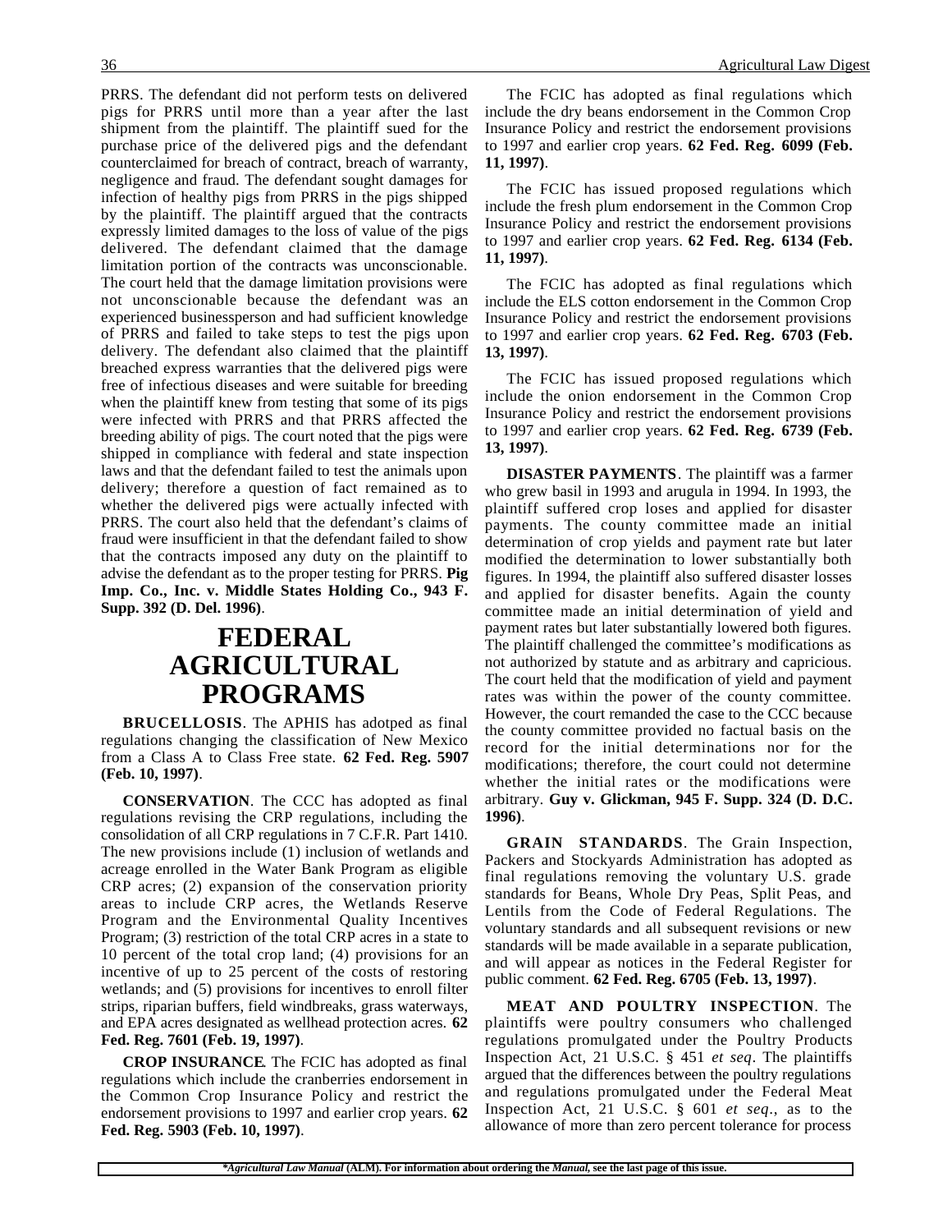PRRS. The defendant did not perform tests on delivered pigs for PRRS until more than a year after the last shipment from the plaintiff. The plaintiff sued for the purchase price of the delivered pigs and the defendant counterclaimed for breach of contract, breach of warranty, negligence and fraud. The defendant sought damages for infection of healthy pigs from PRRS in the pigs shipped by the plaintiff. The plaintiff argued that the contracts expressly limited damages to the loss of value of the pigs delivered. The defendant claimed that the damage limitation portion of the contracts was unconscionable. The court held that the damage limitation provisions were not unconscionable because the defendant was an experienced businessperson and had sufficient knowledge of PRRS and failed to take steps to test the pigs upon delivery. The defendant also claimed that the plaintiff breached express warranties that the delivered pigs were free of infectious diseases and were suitable for breeding when the plaintiff knew from testing that some of its pigs were infected with PRRS and that PRRS affected the breeding ability of pigs. The court noted that the pigs were shipped in compliance with federal and state inspection laws and that the defendant failed to test the animals upon delivery; therefore a question of fact remained as to whether the delivered pigs were actually infected with PRRS. The court also held that the defendant's claims of fraud were insufficient in that the defendant failed to show that the contracts imposed any duty on the plaintiff to advise the defendant as to the proper testing for PRRS. **Pig Imp. Co., Inc. v. Middle States Holding Co., 943 F. Supp. 392 (D. Del. 1996)**.

# FEDERAL AGRICULTURAL PROGRAMS

**BRUCELLOSIS**. The APHIS has adotped as final regulations changing the classification of New Mexico from a Class A to Class Free state. **62 Fed. Reg. 5907 (Feb. 10, 1997)**.

**CONSERVATION**. The CCC has adopted as final regulations revising the CRP regulations, including the consolidation of all CRP regulations in 7 C.F.R. Part 1410. The new provisions include (1) inclusion of wetlands and acreage enrolled in the Water Bank Program as eligible CRP acres; (2) expansion of the conservation priority areas to include CRP acres, the Wetlands Reserve Program and the Environmental Quality Incentives Program; (3) restriction of the total CRP acres in a state to 10 percent of the total crop land; (4) provisions for an incentive of up to 25 percent of the costs of restoring wetlands; and (5) provisions for incentives to enroll filter strips, riparian buffers, field windbreaks, grass waterways, and EPA acres designated as wellhead protection acres. **62 Fed. Reg. 7601 (Feb. 19, 1997)**.

**CROP INSURANCE**. The FCIC has adopted as final regulations which include the cranberries endorsement in the Common Crop Insurance Policy and restrict the endorsement provisions to 1997 and earlier crop years. **62 Fed. Reg. 5903 (Feb. 10, 1997)**.

The FCIC has adopted as final regulations which include the dry beans endorsement in the Common Crop Insurance Policy and restrict the endorsement provisions to 1997 and earlier crop years. **62 Fed. Reg. 6099 (Feb. 11, 1997)**.

The FCIC has issued proposed regulations which include the fresh plum endorsement in the Common Crop Insurance Policy and restrict the endorsement provisions to 1997 and earlier crop years. **62 Fed. Reg. 6134 (Feb. 11, 1997)**.

The FCIC has adopted as final regulations which include the ELS cotton endorsement in the Common Crop Insurance Policy and restrict the endorsement provisions to 1997 and earlier crop years. **62 Fed. Reg. 6703 (Feb. 13, 1997)**.

The FCIC has issued proposed regulations which include the onion endorsement in the Common Crop Insurance Policy and restrict the endorsement provisions to 1997 and earlier crop years. **62 Fed. Reg. 6739 (Feb. 13, 1997)**.

**DISASTER PAYMENTS**. The plaintiff was a farmer who grew basil in 1993 and arugula in 1994. In 1993, the plaintiff suffered crop loses and applied for disaster payments. The county committee made an initial determination of crop yields and payment rate but later modified the determination to lower substantially both figures. In 1994, the plaintiff also suffered disaster losses and applied for disaster benefits. Again the county committee made an initial determination of yield and payment rates but later substantially lowered both figures. The plaintiff challenged the committee's modifications as not authorized by statute and as arbitrary and capricious. The court held that the modification of yield and payment rates was within the power of the county committee. However, the court remanded the case to the CCC because the county committee provided no factual basis on the record for the initial determinations nor for the modifications; therefore, the court could not determine whether the initial rates or the modifications were arbitrary. **Guy v. Glickman, 945 F. Supp. 324 (D. D.C. 1996)**.

**GRAIN STANDARDS**. The Grain Inspection, Packers and Stockyards Administration has adopted as final regulations removing the voluntary U.S. grade standards for Beans, Whole Dry Peas, Split Peas, and Lentils from the Code of Federal Regulations. The voluntary standards and all subsequent revisions or new standards will be made available in a separate publication, and will appear as notices in the Federal Register for public comment. **62 Fed. Reg. 6705 (Feb. 13, 1997)**.

**MEAT AND POULTRY INSPECTION**. The plaintiffs were poultry consumers who challenged regulations promulgated under the Poultry Products Inspection Act, 21 U.S.C. § 451 *et seq*. The plaintiffs argued that the differences between the poultry regulations and regulations promulgated under the Federal Meat Inspection Act, 21 U.S.C. § 601 *et seq*., as to the allowance of more than zero percent tolerance for process

**Agricultural Law Manual* (ALM). For information about ordering the *Manual*, see the last page of this issue.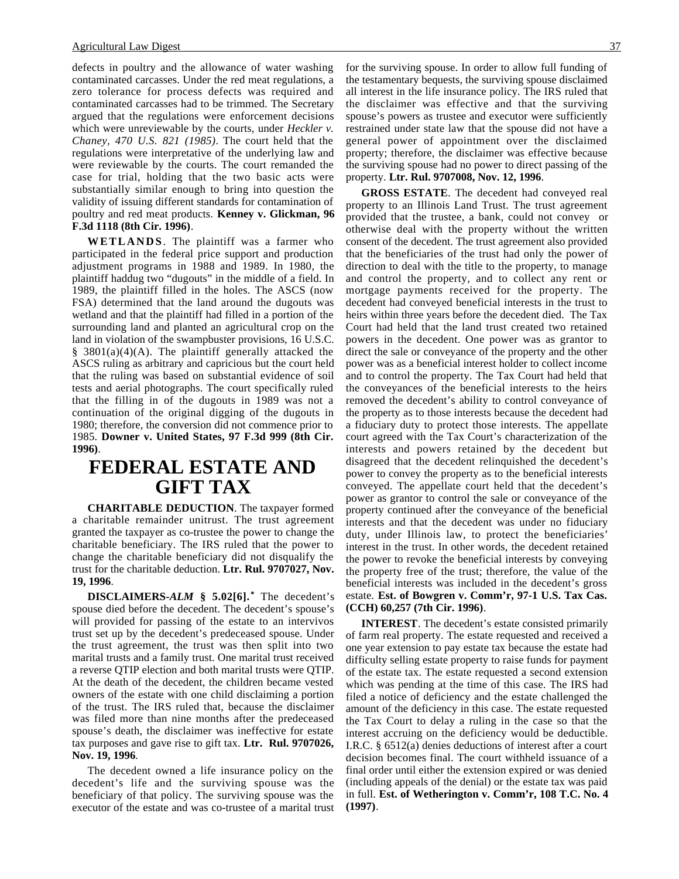defects in poultry and the allowance of water washing contaminated carcasses. Under the red meat regulations, a zero tolerance for process defects was required and contaminated carcasses had to be trimmed. The Secretary argued that the regulations were enforcement decisions which were unreviewable by the courts, under *Heckler v. Chaney, 470 U.S. 821 (1985)*. The court held that the regulations were interpretative of the underlying law and were reviewable by the courts. The court remanded the case for trial, holding that the two basic acts were substantially similar enough to bring into question the validity of issuing different standards for contamination of poultry and red meat products. **Kenney v. Glickman, 96 F.3d 1118 (8th Cir. 1996)**.

**WETLANDS**. The plaintiff was a farmer who participated in the federal price support and production adjustment programs in 1988 and 1989. In 1980, the plaintiff haddug two "dugouts" in the middle of a field. In 1989, the plaintiff filled in the holes. The ASCS (now FSA) determined that the land around the dugouts was wetland and that the plaintiff had filled in a portion of the surrounding land and planted an agricultural crop on the land in violation of the swampbuster provisions, 16 U.S.C. § 3801(a)(4)(A). The plaintiff generally attacked the ASCS ruling as arbitrary and capricious but the court held that the ruling was based on substantial evidence of soil tests and aerial photographs. The court specifically ruled that the filling in of the dugouts in 1989 was not a continuation of the original digging of the dugouts in 1980; therefore, the conversion did not commence prior to 1985. **Downer v. United States, 97 F.3d 999 (8th Cir. 1996)**.

# FEDERAL ESTATE AND GIFT TAX

**CHARITABLE DEDUCTION**. The taxpayer formed a charitable remainder unitrust. The trust agreement granted the taxpayer as co-trustee the power to change the charitable beneficiary. The IRS ruled that the power to change the charitable beneficiary did not disqualify the trust for the charitable deduction. **Ltr. Rul. 9707027, Nov. 19, 1996**.

**DISCLAIMERS-*ALM* § 5.02[6].*** The decedent's spouse died before the decedent. The decedent's spouse's will provided for passing of the estate to an intervivos trust set up by the decedent's predeceased spouse. Under the trust agreement, the trust was then split into two marital trusts and a family trust. One marital trust received a reverse QTIP election and both marital trusts were QTIP. At the death of the decedent, the children became vested owners of the estate with one child disclaiming a portion of the trust. The IRS ruled that, because the disclaimer was filed more than nine months after the predeceased spouse's death, the disclaimer was ineffective for estate tax purposes and gave rise to gift tax. **Ltr. Rul. 9707026, Nov. 19, 1996**.

The decedent owned a life insurance policy on the decedent's life and the surviving spouse was the beneficiary of that policy. The surviving spouse was the executor of the estate and was co-trustee of a marital trust for the surviving spouse. In order to allow full funding of the testamentary bequests, the surviving spouse disclaimed all interest in the life insurance policy. The IRS ruled that the disclaimer was effective and that the surviving spouse's powers as trustee and executor were sufficiently restrained under state law that the spouse did not have a general power of appointment over the disclaimed property; therefore, the disclaimer was effective because the surviving spouse had no power to direct passing of the property. **Ltr. Rul. 9707008, Nov. 12, 1996**.

**GROSS ESTATE**. The decedent had conveyed real property to an Illinois Land Trust. The trust agreement provided that the trustee, a bank, could not convey or otherwise deal with the property without the written consent of the decedent. The trust agreement also provided that the beneficiaries of the trust had only the power of direction to deal with the title to the property, to manage and control the property, and to collect any rent or mortgage payments received for the property. The decedent had conveyed beneficial interests in the trust to heirs within three years before the decedent died. The Tax Court had held that the land trust created two retained powers in the decedent. One power was as grantor to direct the sale or conveyance of the property and the other power was as a beneficial interest holder to collect income and to control the property. The Tax Court had held that the conveyances of the beneficial interests to the heirs removed the decedent's ability to control conveyance of the property as to those interests because the decedent had a fiduciary duty to protect those interests. The appellate court agreed with the Tax Court's characterization of the interests and powers retained by the decedent but disagreed that the decedent relinquished the decedent's power to convey the property as to the beneficial interests conveyed. The appellate court held that the decedent's power as grantor to control the sale or conveyance of the property continued after the conveyance of the beneficial interests and that the decedent was under no fiduciary duty, under Illinois law, to protect the beneficiaries' interest in the trust. In other words, the decedent retained the power to revoke the beneficial interests by conveying the property free of the trust; therefore, the value of the beneficial interests was included in the decedent's gross estate. **Est. of Bowgren v. Comm'r, 97-1 U.S. Tax Cas. (CCH) 60,257 (7th Cir. 1996)**.

**INTEREST**. The decedent's estate consisted primarily of farm real property. The estate requested and received a one year extension to pay estate tax because the estate had difficulty selling estate property to raise funds for payment of the estate tax. The estate requested a second extension which was pending at the time of this case. The IRS had filed a notice of deficiency and the estate challenged the amount of the deficiency in this case. The estate requested the Tax Court to delay a ruling in the case so that the interest accruing on the deficiency would be deductible. I.R.C. § 6512(a) denies deductions of interest after a court decision becomes final. The court withheld issuance of a final order until either the extension expired or was denied (including appeals of the denial) or the estate tax was paid in full. **Est. of Wetherington v. Comm'r, 108 T.C. No. 4 (1997)**.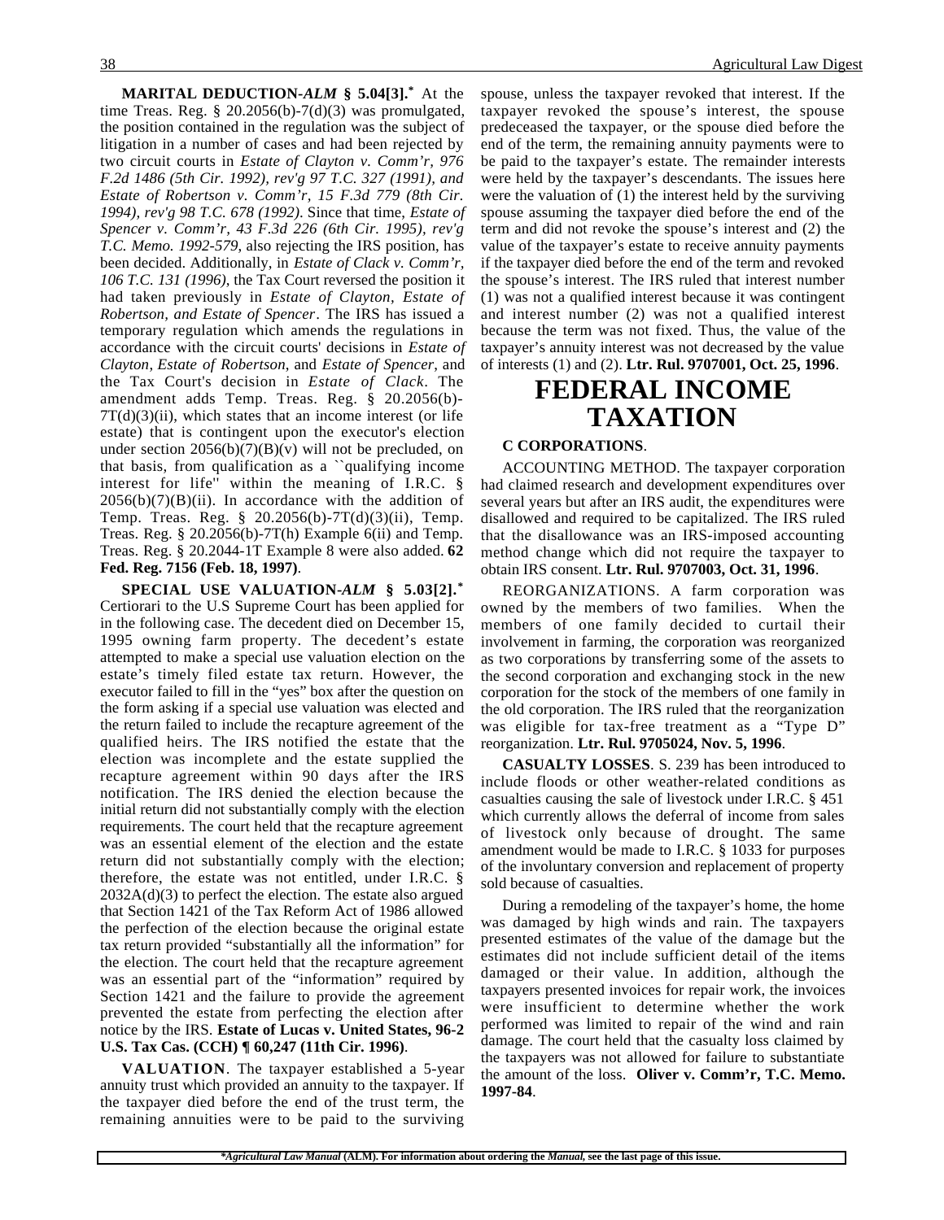**MARITAL DEDUCTION-*ALM* § 5.04[3].*** At the time Treas. Reg. § 20.2056(b)-7(d)(3) was promulgated, the position contained in the regulation was the subject of litigation in a number of cases and had been rejected by two circuit courts in *Estate of Clayton v. Comm'r, 976 F.2d 1486 (5th Cir. 1992), rev'g 97 T.C. 327 (1991), and Estate of Robertson v. Comm'r, 15 F.3d 779 (8th Cir. 1994), rev'g 98 T.C. 678 (1992)*. Since that time, *Estate of Spencer v. Comm'r, 43 F.3d 226 (6th Cir. 1995), rev'g T.C. Memo. 1992-579*, also rejecting the IRS position, has been decided. Additionally, in *Estate of Clack v. Comm'r, 106 T.C. 131 (1996)*, the Tax Court reversed the position it had taken previously in *Estate of Clayton*, *Estate of Robertson, and Estate of Spencer*. The IRS has issued a temporary regulation which amends the regulations in accordance with the circuit courts' decisions in *Estate of Clayton*, *Estate of Robertson*, and *Estate of Spencer*, and the Tax Court's decision in *Estate of Clack*. The amendment adds Temp. Treas. Reg. § 20.2056(b)-7T(d)(3)(ii), which states that an income interest (or life estate) that is contingent upon the executor's election under section 2056(b)(7)(B)(v) will not be precluded, on that basis, from qualification as a ``qualifying income interest for life'' within the meaning of I.R.C. § 2056(b)(7)(B)(ii). In accordance with the addition of Temp. Treas. Reg. § 20.2056(b)-7T(d)(3)(ii), Temp. Treas. Reg. § 20.2056(b)-7T(h) Example 6(ii) and Temp. Treas. Reg. § 20.2044-1T Example 8 were also added. **62 Fed. Reg. 7156 (Feb. 18, 1997)**.

**SPECIAL USE VALUATION-*ALM* § 5.03[2].*** Certiorari to the U.S Supreme Court has been applied for in the following case. The decedent died on December 15, 1995 owning farm property. The decedent's estate attempted to make a special use valuation election on the estate's timely filed estate tax return. However, the executor failed to fill in the "yes" box after the question on the form asking if a special use valuation was elected and the return failed to include the recapture agreement of the qualified heirs. The IRS notified the estate that the election was incomplete and the estate supplied the recapture agreement within 90 days after the IRS notification. The IRS denied the election because the initial return did not substantially comply with the election requirements. The court held that the recapture agreement was an essential element of the election and the estate return did not substantially comply with the election; therefore, the estate was not entitled, under I.R.C. § 2032A(d)(3) to perfect the election. The estate also argued that Section 1421 of the Tax Reform Act of 1986 allowed the perfection of the election because the original estate tax return provided "substantially all the information" for the election. The court held that the recapture agreement was an essential part of the "information" required by Section 1421 and the failure to provide the agreement prevented the estate from perfecting the election after notice by the IRS. **Estate of Lucas v. United States, 96-2 U.S. Tax Cas. (CCH) ¶ 60,247 (11th Cir. 1996)**.

**VALUATION**. The taxpayer established a 5-year annuity trust which provided an annuity to the taxpayer. If the taxpayer died before the end of the trust term, the remaining annuities were to be paid to the surviving spouse, unless the taxpayer revoked that interest. If the taxpayer revoked the spouse's interest, the spouse predeceased the taxpayer, or the spouse died before the end of the term, the remaining annuity payments were to be paid to the taxpayer's estate. The remainder interests were held by the taxpayer's descendants. The issues here were the valuation of (1) the interest held by the surviving spouse assuming the taxpayer died before the end of the term and did not revoke the spouse's interest and (2) the value of the taxpayer's estate to receive annuity payments if the taxpayer died before the end of the term and revoked the spouse's interest. The IRS ruled that interest number (1) was not a qualified interest because it was contingent and interest number (2) was not a qualified interest because the term was not fixed. Thus, the value of the taxpayer's annuity interest was not decreased by the value of interests (1) and (2). **Ltr. Rul. 9707001, Oct. 25, 1996**.

# FEDERAL INCOME TAXATION

**C CORPORATIONS**.

ACCOUNTING METHOD. The taxpayer corporation had claimed research and development expenditures over several years but after an IRS audit, the expenditures were disallowed and required to be capitalized. The IRS ruled that the disallowance was an IRS-imposed accounting method change which did not require the taxpayer to obtain IRS consent. **Ltr. Rul. 9707003, Oct. 31, 1996**.

REORGANIZATIONS. A farm corporation was owned by the members of two families. When the members of one family decided to curtail their involvement in farming, the corporation was reorganized as two corporations by transferring some of the assets to the second corporation and exchanging stock in the new corporation for the stock of the members of one family in the old corporation. The IRS ruled that the reorganization was eligible for tax-free treatment as a "Type D" reorganization. **Ltr. Rul. 9705024, Nov. 5, 1996**.

**CASUALTY LOSSES**. S. 239 has been introduced to include floods or other weather-related conditions as casualties causing the sale of livestock under I.R.C. § 451 which currently allows the deferral of income from sales of livestock only because of drought. The same amendment would be made to I.R.C. § 1033 for purposes of the involuntary conversion and replacement of property sold because of casualties.

During a remodeling of the taxpayer's home, the home was damaged by high winds and rain. The taxpayers presented estimates of the value of the damage but the estimates did not include sufficient detail of the items damaged or their value. In addition, although the taxpayers presented invoices for repair work, the invoices were insufficient to determine whether the work performed was limited to repair of the wind and rain damage. The court held that the casualty loss claimed by the taxpayers was not allowed for failure to substantiate the amount of the loss. **Oliver v. Comm'r, T.C. Memo. 1997-84**.

**Agricultural Law Manual* (ALM). For information about ordering the *Manual*, see the last page of this issue.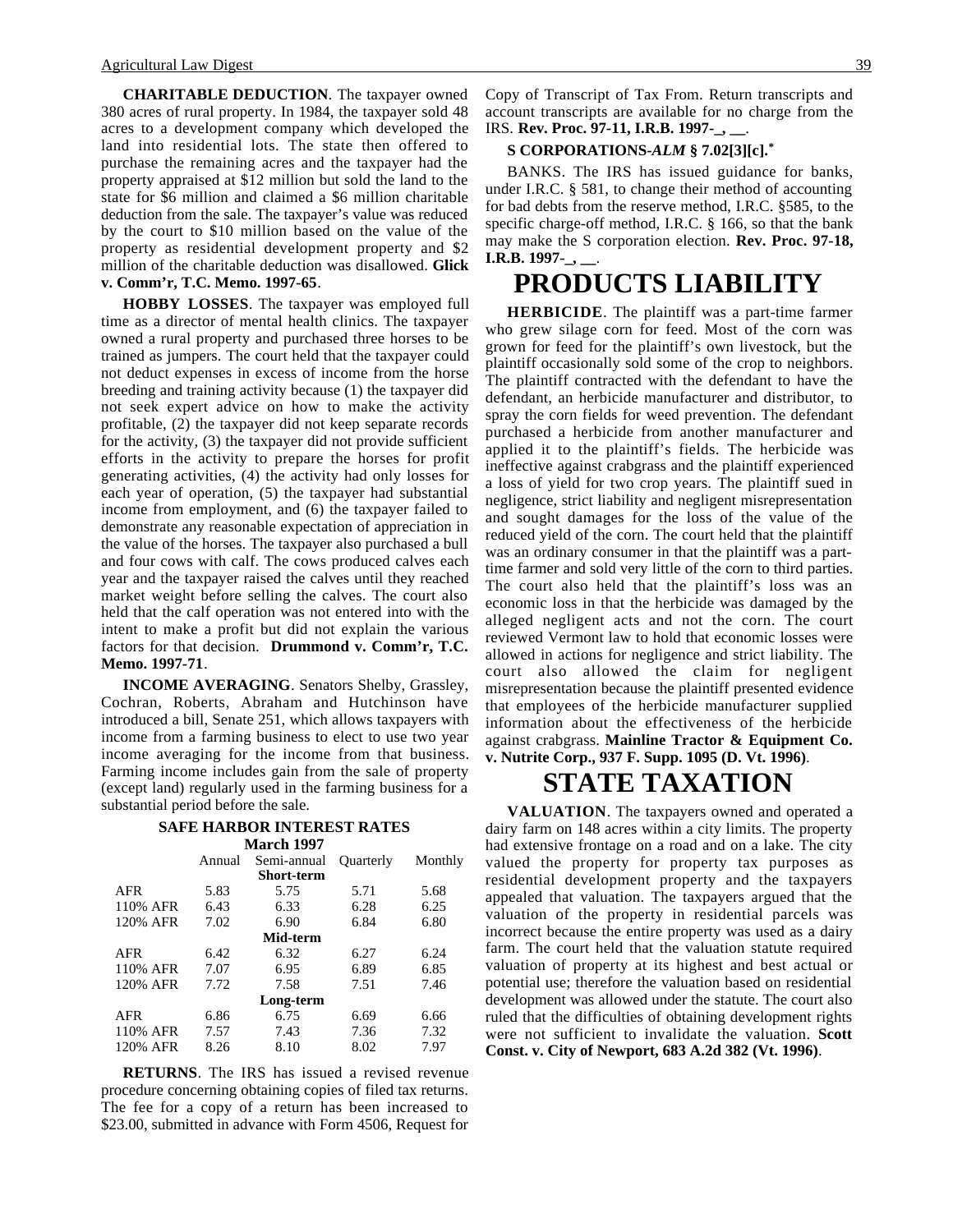**CHARITABLE DEDUCTION**. The taxpayer owned 380 acres of rural property. In 1984, the taxpayer sold 48 acres to a development company which developed the land into residential lots. The state then offered to purchase the remaining acres and the taxpayer had the property appraised at $12 million but sold the land to the state for $6 million and claimed a $6 million charitable deduction from the sale. The taxpayer's value was reduced by the court to $10 million based on the value of the property as residential development property and $2 million of the charitable deduction was disallowed. **Glick v. Comm'r, T.C. Memo. 1997-65**.

**HOBBY LOSSES**. The taxpayer was employed full time as a director of mental health clinics. The taxpayer owned a rural property and purchased three horses to be trained as jumpers. The court held that the taxpayer could not deduct expenses in excess of income from the horse breeding and training activity because (1) the taxpayer did not seek expert advice on how to make the activity profitable, (2) the taxpayer did not keep separate records for the activity, (3) the taxpayer did not provide sufficient efforts in the activity to prepare the horses for profit generating activities, (4) the activity had only losses for each year of operation, (5) the taxpayer had substantial income from employment, and (6) the taxpayer failed to demonstrate any reasonable expectation of appreciation in the value of the horses. The taxpayer also purchased a bull and four cows with calf. The cows produced calves each year and the taxpayer raised the calves until they reached market weight before selling the calves. The court also held that the calf operation was not entered into with the intent to make a profit but did not explain the various factors for that decision. **Drummond v. Comm'r, T.C. Memo. 1997-71**.

**INCOME AVERAGING**. Senators Shelby, Grassley, Cochran, Roberts, Abraham and Hutchinson have introduced a bill, Senate 251, which allows taxpayers with income from a farming business to elect to use two year income averaging for the income from that business. Farming income includes gain from the sale of property (except land) regularly used in the farming business for a substantial period before the sale.

**SAFE HARBOR INTEREST RATES**
**March 1997**

| | Annual | Semi-annual | Quarterly | Monthly |
|---|---|---|---|---|
| | | **Short-term** | | |
| AFR | 5.83 | 5.75 | 5.71 | 5.68 |
| 110% AFR | 6.43 | 6.33 | 6.28 | 6.25 |
| 120% AFR | 7.02 | 6.90 | 6.84 | 6.80 |
| | | **Mid-term** | | |
| AFR | 6.42 | 6.32 | 6.27 | 6.24 |
| 110% AFR | 7.07 | 6.95 | 6.89 | 6.85 |
| 120% AFR | 7.72 | 7.58 | 7.51 | 7.46 |
| | | **Long-term** | | |
| AFR | 6.86 | 6.75 | 6.69 | 6.66 |
| 110% AFR | 7.57 | 7.43 | 7.36 | 7.32 |
| 120% AFR | 8.26 | 8.10 | 8.02 | 7.97 |

**RETURNS**. The IRS has issued a revised revenue procedure concerning obtaining copies of filed tax returns. The fee for a copy of a return has been increased to $23.00, submitted in advance with Form 4506, Request for Copy of Transcript of Tax From. Return transcripts and account transcripts are available for no charge from the IRS. **Rev. Proc. 97-11, I.R.B. 1997-_, __**.

**S CORPORATIONS-*ALM* § 7.02[3][c].***

BANKS. The IRS has issued guidance for banks, under I.R.C. § 581, to change their method of accounting for bad debts from the reserve method, I.R.C. §585, to the specific charge-off method, I.R.C. § 166, so that the bank may make the S corporation election. **Rev. Proc. 97-18, I.R.B. 1997-_, __**.

# PRODUCTS LIABILITY

**HERBICIDE**. The plaintiff was a part-time farmer who grew silage corn for feed. Most of the corn was grown for feed for the plaintiff's own livestock, but the plaintiff occasionally sold some of the crop to neighbors. The plaintiff contracted with the defendant to have the defendant, an herbicide manufacturer and distributor, to spray the corn fields for weed prevention. The defendant purchased a herbicide from another manufacturer and applied it to the plaintiff's fields. The herbicide was ineffective against crabgrass and the plaintiff experienced a loss of yield for two crop years. The plaintiff sued in negligence, strict liability and negligent misrepresentation and sought damages for the loss of the value of the reduced yield of the corn. The court held that the plaintiff was an ordinary consumer in that the plaintiff was a part-time farmer and sold very little of the corn to third parties. The court also held that the plaintiff's loss was an economic loss in that the herbicide was damaged by the alleged negligent acts and not the corn. The court reviewed Vermont law to hold that economic losses were allowed in actions for negligence and strict liability. The court also allowed the claim for negligent misrepresentation because the plaintiff presented evidence that employees of the herbicide manufacturer supplied information about the effectiveness of the herbicide against crabgrass. **Mainline Tractor & Equipment Co. v. Nutrite Corp., 937 F. Supp. 1095 (D. Vt. 1996)**.

# STATE TAXATION

**VALUATION**. The taxpayers owned and operated a dairy farm on 148 acres within a city limits. The property had extensive frontage on a road and on a lake. The city valued the property for property tax purposes as residential development property and the taxpayers appealed that valuation. The taxpayers argued that the valuation of the property in residential parcels was incorrect because the entire property was used as a dairy farm. The court held that the valuation statute required valuation of property at its highest and best actual or potential use; therefore the valuation based on residential development was allowed under the statute. The court also ruled that the difficulties of obtaining development rights were not sufficient to invalidate the valuation. **Scott Const. v. City of Newport, 683 A.2d 382 (Vt. 1996)**.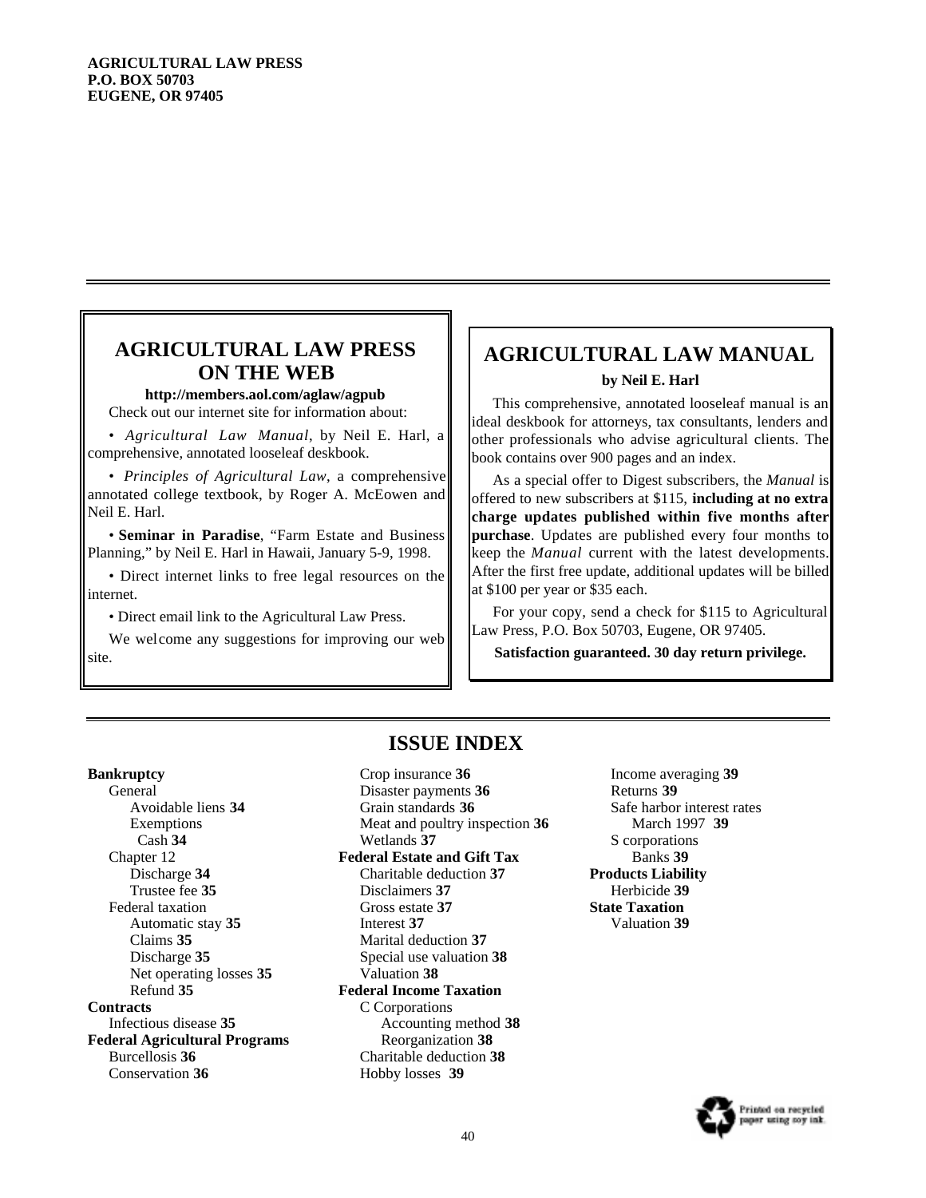**AGRICULTURAL LAW PRESS**
**P.O. BOX 50703**
**EUGENE, OR 97405**

## AGRICULTURAL LAW PRESS ON THE WEB

**http://members.aol.com/aglaw/agpub**

Check out our internet site for information about:

• *Agricultural Law Manual*, by Neil E. Harl, a comprehensive, annotated looseleaf deskbook.

• *Principles of Agricultural Law*, a comprehensive annotated college textbook, by Roger A. McEowen and Neil E. Harl.

• **Seminar in Paradise**, "Farm Estate and Business Planning," by Neil E. Harl in Hawaii, January 5-9, 1998.

• Direct internet links to free legal resources on the internet.

• Direct email link to the Agricultural Law Press.

We welcome any suggestions for improving our web site.

## AGRICULTURAL LAW MANUAL

**by Neil E. Harl**

This comprehensive, annotated looseleaf manual is an ideal deskbook for attorneys, tax consultants, lenders and other professionals who advise agricultural clients. The book contains over 900 pages and an index.

As a special offer to Digest subscribers, the *Manual* is offered to new subscribers at $115, **including at no extra charge updates published within five months after purchase**. Updates are published every four months to keep the *Manual* current with the latest developments. After the first free update, additional updates will be billed at $100 per year or $35 each.

For your copy, send a check for $115 to Agricultural Law Press, P.O. Box 50703, Eugene, OR 97405.

**Satisfaction guaranteed. 30 day return privilege.**

## ISSUE INDEX

**Bankruptcy**
- General
  - Avoidable liens **34**
  - Exemptions
    - Cash **34**
- Chapter 12
  - Discharge **34**
  - Trustee fee **35**
- Federal taxation
  - Automatic stay **35**
  - Claims **35**
  - Discharge **35**
  - Net operating losses **35**
  - Refund **35**

**Contracts**
- Infectious disease **35**

**Federal Agricultural Programs**
- Burcellosis **36**
- Conservation **36**
- Crop insurance **36**
- Disaster payments **36**
- Grain standards **36**
- Meat and poultry inspection **36**
- Wetlands **37**

**Federal Estate and Gift Tax**
- Charitable deduction **37**
- Disclaimers **37**
- Gross estate **37**
- Interest **37**
- Marital deduction **37**
- Special use valuation **38**
- Valuation **38**

**Federal Income Taxation**
- C Corporations
  - Accounting method **38**
  - Reorganization **38**
- Charitable deduction **38**
- Hobby losses **39**
- Income averaging **39**
- Returns **39**
- Safe harbor interest rates
  - March 1997 **39**
- S corporations
  - Banks **39**

**Products Liability**
- Herbicide **39**

**State Taxation**
- Valuation **39**

Printed on recycled paper using soy ink.